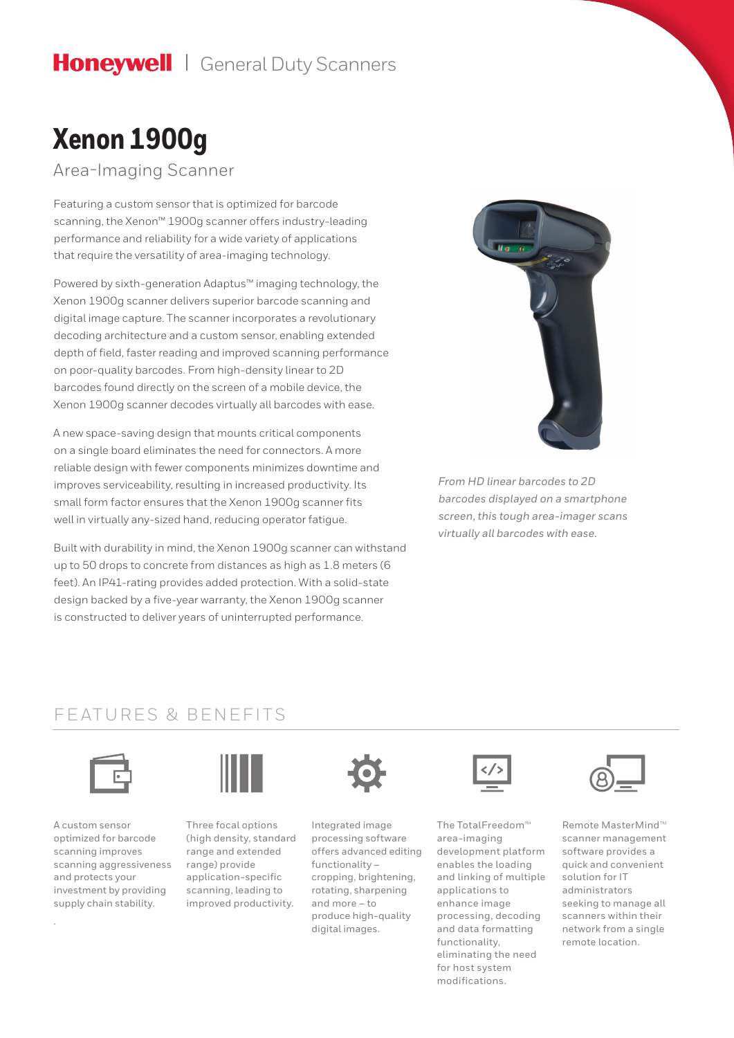Honeywell | General Duty Scanners

# Xenon 1900g

## Area-Imaging Scanner

Featuring a custom sensor that is optimized for barcode scanning, the Xenon™ 1900g scanner offers industry-leading performance and reliability for a wide variety of applications that require the versatility of area-imaging technology.

Powered by sixth-generation Adaptus™ imaging technology, the Xenon 1900g scanner delivers superior barcode scanning and digital image capture. The scanner incorporates a revolutionary decoding architecture and a custom sensor, enabling extended depth of field, faster reading and improved scanning performance on poor-quality barcodes. From high-density linear to 2D barcodes found directly on the screen of a mobile device, the Xenon 1900g scanner decodes virtually all barcodes with ease.

A new space-saving design that mounts critical components on a single board eliminates the need for connectors. A more reliable design with fewer components minimizes downtime and improves serviceability, resulting in increased productivity. Its small form factor ensures that the Xenon 1900g scanner fits well in virtually any-sized hand, reducing operator fatigue.

Built with durability in mind, the Xenon 1900g scanner can withstand up to 50 drops to concrete from distances as high as 1.8 meters (6 feet). An IP41-rating provides added protection. With a solid-state design backed by a five-year warranty, the Xenon 1900g scanner is constructed to deliver years of uninterrupted performance.

*From HD linear barcodes to 2D barcodes displayed on a smartphone screen, this tough area-imager scans virtually all barcodes with ease.*

## FEATURES & BENEFITS

A custom sensor optimized for barcode scanning improves scanning aggressiveness and protects your investment by providing supply chain stability.

Three focal options (high density, standard range and extended range) provide application-specific scanning, leading to improved productivity.

Integrated image processing software offers advanced editing functionality – cropping, brightening, rotating, sharpening and more – to produce high-quality digital images.

The TotalFreedom™ area-imaging development platform enables the loading and linking of multiple applications to enhance image processing, decoding and data formatting functionality, eliminating the need for host system modifications.

Remote MasterMind™ scanner management software provides a quick and convenient solution for IT administrators seeking to manage all scanners within their network from a single remote location.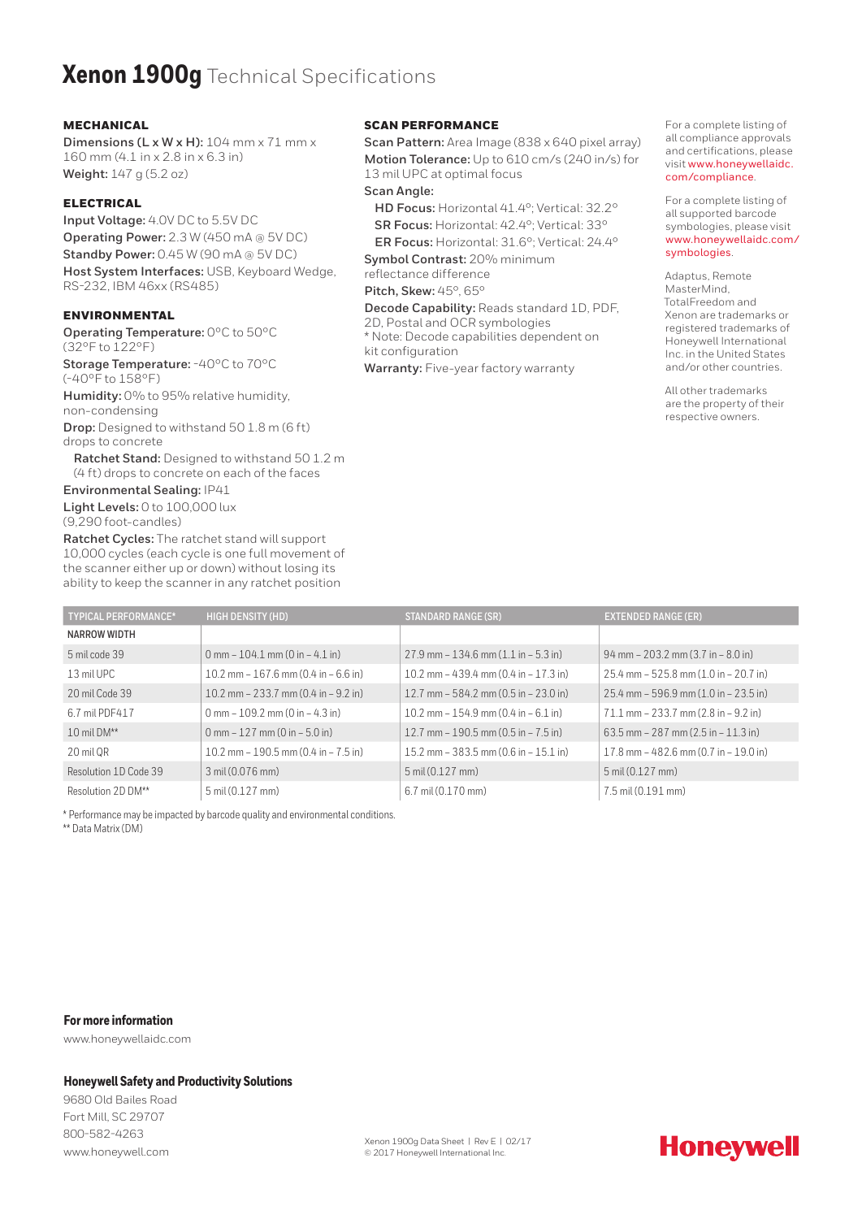# **Xenon 1900g** Technical Specifications

### MECHANICAL

**Dimensions (L x W x H):** 104 mm x 71 mm x 160 mm (4.1 in x 2.8 in x 6.3 in)

**Weight:** 147 g (5.2 oz)

### ELECTRICAL

**Input Voltage:** 4.0V DC to 5.5V DC

**Operating Power:** 2.3 W (450 mA @ 5V DC)

**Standby Power:** 0.45 W (90 mA @ 5V DC)

**Host System Interfaces:** USB, Keyboard Wedge, RS-232, IBM 46xx (RS485)

### ENVIRONMENTAL

**Operating Temperature:** 0°C to 50°C (32°F to 122°F)

**Storage Temperature:** -40°C to 70°C (-40°F to 158°F)

**Humidity:** 0% to 95% relative humidity, non-condensing

**Drop:** Designed to withstand 50 1.8 m (6 ft) drops to concrete

**Ratchet Stand:** Designed to withstand 50 1.2 m (4 ft) drops to concrete on each of the faces

**Environmental Sealing:** IP41

**Light Levels:** 0 to 100,000 lux (9,290 foot-candles)

**Ratchet Cycles:** The ratchet stand will support 10,000 cycles (each cycle is one full movement of the scanner either up or down) without losing its ability to keep the scanner in any ratchet position

### SCAN PERFORMANCE

**Scan Pattern:** Area Image (838 x 640 pixel array)

**Motion Tolerance:** Up to 610 cm/s (240 in/s) for 13 mil UPC at optimal focus

**Scan Angle:**

**HD Focus:** Horizontal 41.4°; Vertical: 32.2°

**SR Focus:** Horizontal: 42.4°; Vertical: 33°

**ER Focus:** Horizontal: 31.6°; Vertical: 24.4°

**Symbol Contrast:** 20% minimum reflectance difference

**Pitch, Skew:** 45°, 65°

**Decode Capability:** Reads standard 1D, PDF, 2D, Postal and OCR symbologies

* Note: Decode capabilities dependent on kit configuration

**Warranty:** Five-year factory warranty

For a complete listing of all compliance approvals and certifications, please visit www.honeywellaidc.com/compliance.

For a complete listing of all supported barcode symbologies, please visit www.honeywellaidc.com/symbologies.

Adaptus, Remote MasterMind, TotalFreedom and Xenon are trademarks or registered trademarks of Honeywell International Inc. in the United States and/or other countries.

All other trademarks are the property of their respective owners.

| TYPICAL PERFORMANCE* | HIGH DENSITY (HD) | STANDARD RANGE (SR) | EXTENDED RANGE (ER) |
|---|---|---|---|
| NARROW WIDTH | | | |
| 5 mil code 39 | 0 mm – 104.1 mm (0 in – 4.1 in) | 27.9 mm – 134.6 mm (1.1 in – 5.3 in) | 94 mm – 203.2 mm (3.7 in – 8.0 in) |
| 13 mil UPC | 10.2 mm – 167.6 mm (0.4 in – 6.6 in) | 10.2 mm – 439.4 mm (0.4 in – 17.3 in) | 25.4 mm – 525.8 mm (1.0 in – 20.7 in) |
| 20 mil Code 39 | 10.2 mm – 233.7 mm (0.4 in – 9.2 in) | 12.7 mm – 584.2 mm (0.5 in – 23.0 in) | 25.4 mm – 596.9 mm (1.0 in – 23.5 in) |
| 6.7 mil PDF417 | 0 mm – 109.2 mm (0 in – 4.3 in) | 10.2 mm – 154.9 mm (0.4 in – 6.1 in) | 71.1 mm – 233.7 mm (2.8 in – 9.2 in) |
| 10 mil DM** | 0 mm – 127 mm (0 in – 5.0 in) | 12.7 mm – 190.5 mm (0.5 in – 7.5 in) | 63.5 mm – 287 mm (2.5 in – 11.3 in) |
| 20 mil QR | 10.2 mm – 190.5 mm (0.4 in – 7.5 in) | 15.2 mm – 383.5 mm (0.6 in – 15.1 in) | 17.8 mm – 482.6 mm (0.7 in – 19.0 in) |
| Resolution 1D Code 39 | 3 mil (0.076 mm) | 5 mil (0.127 mm) | 5 mil (0.127 mm) |
| Resolution 2D DM** | 5 mil (0.127 mm) | 6.7 mil (0.170 mm) | 7.5 mil (0.191 mm) |

* Performance may be impacted by barcode quality and environmental conditions.

** Data Matrix (DM)

**For more information**

www.honeywellaidc.com

**Honeywell Safety and Productivity Solutions**

9680 Old Bailes Road
Fort Mill, SC 29707
800-582-4263
www.honeywell.com

Xenon 1900g Data Sheet | Rev E | 02/17
© 2017 Honeywell International Inc.

**Honeywell**